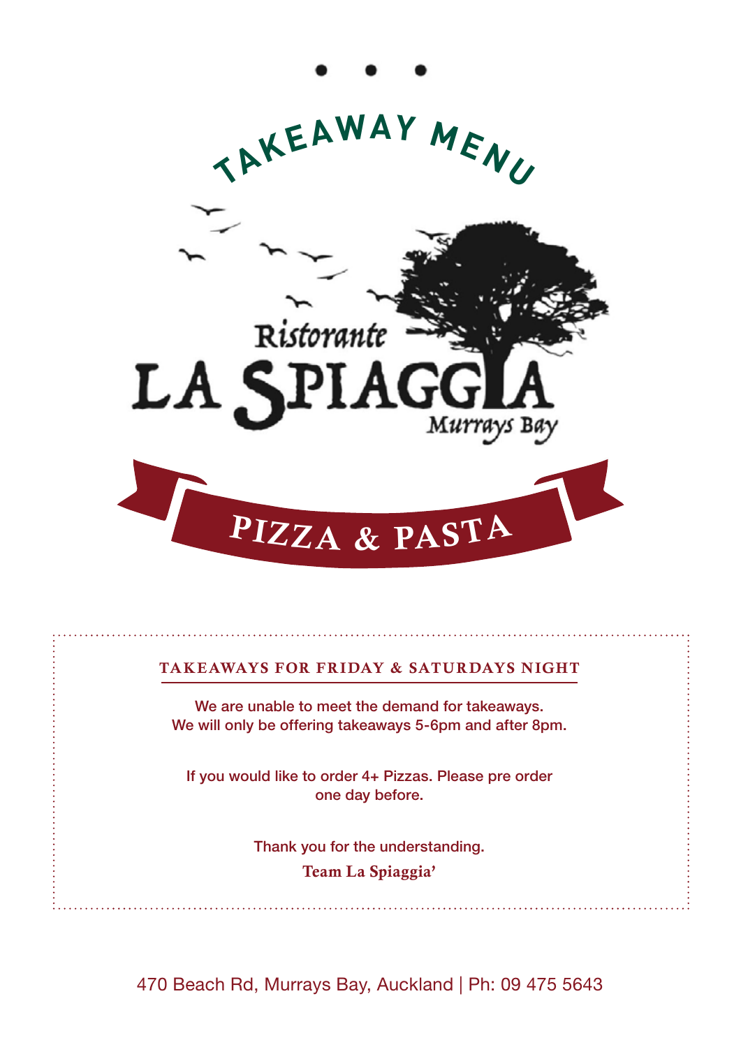# TAKEAWAY MENU

Ristorante

# LA SPIAGGIA

Murrays Bay

## PIZZA & PASTA

### TAKEAWAYS FOR FRIDAY & SATURDAYS NIGHT

We are unable to meet the demand for takeaways.
We will only be offering takeaways 5-6pm and after 8pm.

If you would like to order 4+ Pizzas. Please pre order one day before.

Thank you for the understanding.

**Team La Spiaggia'**

470 Beach Rd, Murrays Bay, Auckland | Ph: 09 475 5643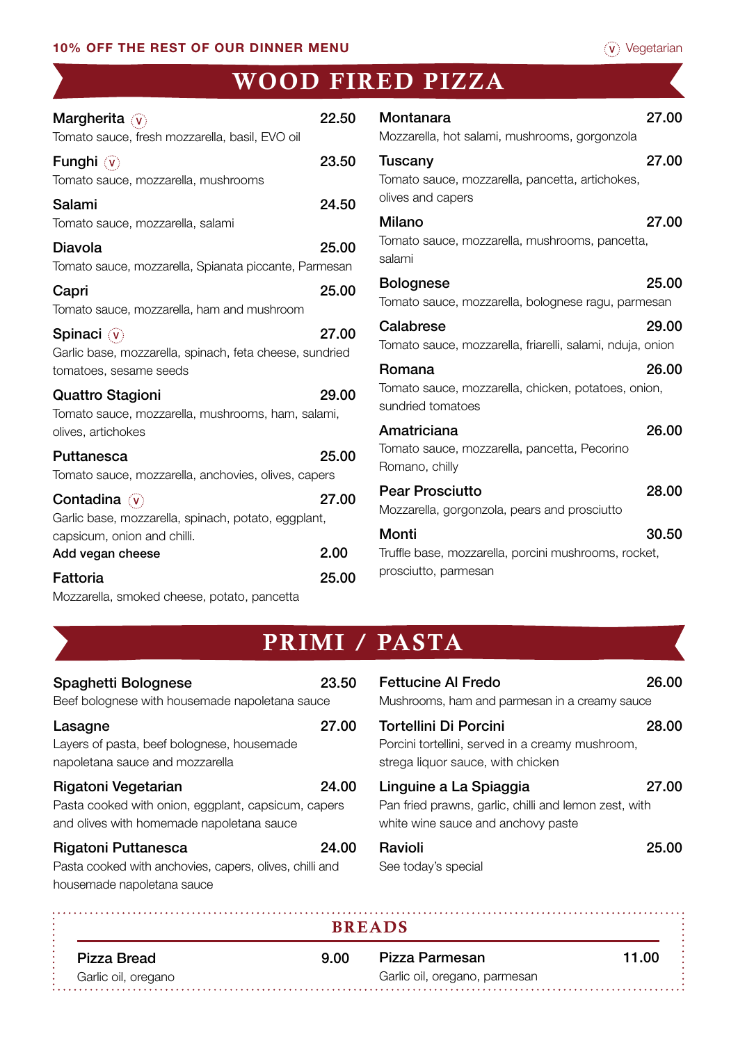**10% OFF THE REST OF OUR DINNER MENU**

(V) Vegetarian

# WOOD FIRED PIZZA

**Margherita** (V) — 22.50
Tomato sauce, fresh mozzarella, basil, EVO oil

**Funghi** (V) — 23.50
Tomato sauce, mozzarella, mushrooms

**Salami** — 24.50
Tomato sauce, mozzarella, salami

**Diavola** — 25.00
Tomato sauce, mozzarella, Spianata piccante, Parmesan

**Capri** — 25.00
Tomato sauce, mozzarella, ham and mushroom

**Spinaci** (V) — 27.00
Garlic base, mozzarella, spinach, feta cheese, sundried tomatoes, sesame seeds

**Quattro Stagioni** — 29.00
Tomato sauce, mozzarella, mushrooms, ham, salami, olives, artichokes

**Puttanesca** — 25.00
Tomato sauce, mozzarella, anchovies, olives, capers

**Contadina** (V) — 27.00
Garlic base, mozzarella, spinach, potato, eggplant, capsicum, onion and chilli.
**Add vegan cheese** — 2.00

**Fattoria** — 25.00
Mozzarella, smoked cheese, potato, pancetta

**Montanara** — 27.00
Mozzarella, hot salami, mushrooms, gorgonzola

**Tuscany** — 27.00
Tomato sauce, mozzarella, pancetta, artichokes, olives and capers

**Milano** — 27.00
Tomato sauce, mozzarella, mushrooms, pancetta, salami

**Bolognese** — 25.00
Tomato sauce, mozzarella, bolognese ragu, parmesan

**Calabrese** — 29.00
Tomato sauce, mozzarella, friarelli, salami, nduja, onion

**Romana** — 26.00
Tomato sauce, mozzarella, chicken, potatoes, onion, sundried tomatoes

**Amatriciana** — 26.00
Tomato sauce, mozzarella, pancetta, Pecorino Romano, chilly

**Pear Prosciutto** — 28.00
Mozzarella, gorgonzola, pears and prosciutto

**Monti** — 30.50
Truffle base, mozzarella, porcini mushrooms, rocket, prosciutto, parmesan

# PRIMI / PASTA

**Spaghetti Bolognese** — 23.50
Beef bolognese with housemade napoletana sauce

**Lasagne** — 27.00
Layers of pasta, beef bolognese, housemade napoletana sauce and mozzarella

**Rigatoni Vegetarian** — 24.00
Pasta cooked with onion, eggplant, capsicum, capers and olives with homemade napoletana sauce

**Rigatoni Puttanesca** — 24.00
Pasta cooked with anchovies, capers, olives, chilli and housemade napoletana sauce

**Fettucine Al Fredo** — 26.00
Mushrooms, ham and parmesan in a creamy sauce

**Tortellini Di Porcini** — 28.00
Porcini tortellini, served in a creamy mushroom, strega liquor sauce, with chicken

**Linguine a La Spiaggia** — 27.00
Pan fried prawns, garlic, chilli and lemon zest, with white wine sauce and anchovy paste

**Ravioli** — 25.00
See today's special

## BREADS

**Pizza Bread** — 9.00
Garlic oil, oregano

**Pizza Parmesan** — 11.00
Garlic oil, oregano, parmesan